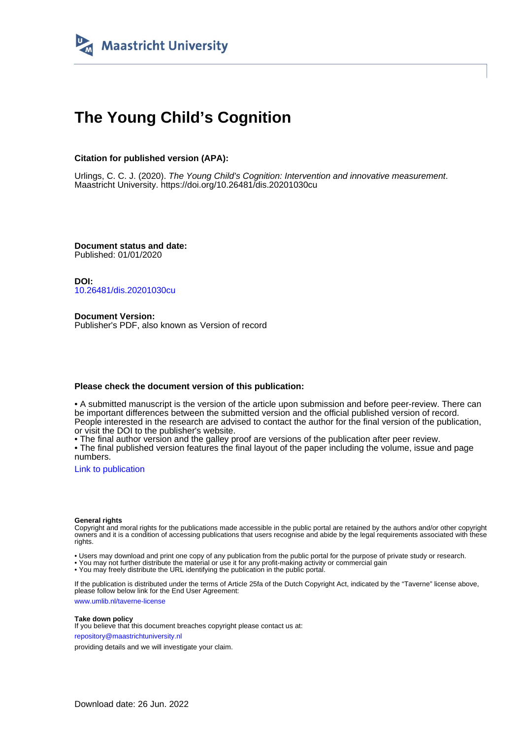Maastricht University

# The Young Child's Cognition

**Citation for published version (APA):**

Urlings, C. C. J. (2020). *The Young Child's Cognition: Intervention and innovative measurement*. Maastricht University. https://doi.org/10.26481/dis.20201030cu

**Document status and date:**
Published: 01/01/2020

**DOI:**
10.26481/dis.20201030cu

**Document Version:**
Publisher's PDF, also known as Version of record

**Please check the document version of this publication:**

• A submitted manuscript is the version of the article upon submission and before peer-review. There can be important differences between the submitted version and the official published version of record. People interested in the research are advised to contact the author for the final version of the publication, or visit the DOI to the publisher's website.
• The final author version and the galley proof are versions of the publication after peer review.
• The final published version features the final layout of the paper including the volume, issue and page numbers.

Link to publication

**General rights**
Copyright and moral rights for the publications made accessible in the public portal are retained by the authors and/or other copyright owners and it is a condition of accessing publications that users recognise and abide by the legal requirements associated with these rights.

• Users may download and print one copy of any publication from the public portal for the purpose of private study or research.
• You may not further distribute the material or use it for any profit-making activity or commercial gain
• You may freely distribute the URL identifying the publication in the public portal.

If the publication is distributed under the terms of Article 25fa of the Dutch Copyright Act, indicated by the "Taverne" license above, please follow below link for the End User Agreement:

www.umlib.nl/taverne-license

**Take down policy**
If you believe that this document breaches copyright please contact us at:

repository@maastrichtuniversity.nl

providing details and we will investigate your claim.

Download date: 26 Jun. 2022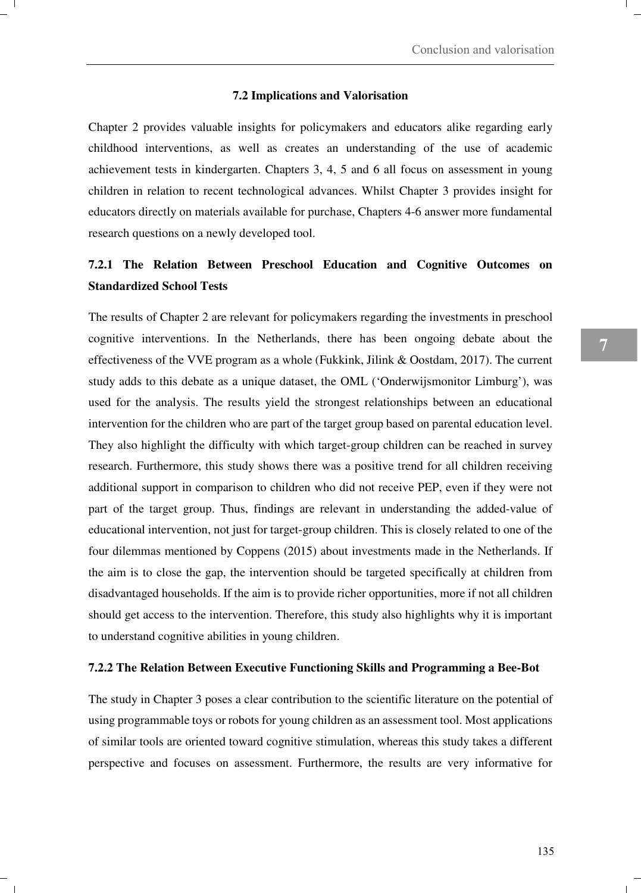## 7.2 Implications and Valorisation

Chapter 2 provides valuable insights for policymakers and educators alike regarding early childhood interventions, as well as creates an understanding of the use of academic achievement tests in kindergarten. Chapters 3, 4, 5 and 6 all focus on assessment in young children in relation to recent technological advances. Whilst Chapter 3 provides insight for educators directly on materials available for purchase, Chapters 4-6 answer more fundamental research questions on a newly developed tool.

### 7.2.1 The Relation Between Preschool Education and Cognitive Outcomes on Standardized School Tests

The results of Chapter 2 are relevant for policymakers regarding the investments in preschool cognitive interventions. In the Netherlands, there has been ongoing debate about the effectiveness of the VVE program as a whole (Fukkink, Jilink & Oostdam, 2017). The current study adds to this debate as a unique dataset, the OML ('Onderwijsmonitor Limburg'), was used for the analysis. The results yield the strongest relationships between an educational intervention for the children who are part of the target group based on parental education level. They also highlight the difficulty with which target-group children can be reached in survey research. Furthermore, this study shows there was a positive trend for all children receiving additional support in comparison to children who did not receive PEP, even if they were not part of the target group. Thus, findings are relevant in understanding the added-value of educational intervention, not just for target-group children. This is closely related to one of the four dilemmas mentioned by Coppens (2015) about investments made in the Netherlands. If the aim is to close the gap, the intervention should be targeted specifically at children from disadvantaged households. If the aim is to provide richer opportunities, more if not all children should get access to the intervention. Therefore, this study also highlights why it is important to understand cognitive abilities in young children.

### 7.2.2 The Relation Between Executive Functioning Skills and Programming a Bee-Bot

The study in Chapter 3 poses a clear contribution to the scientific literature on the potential of using programmable toys or robots for young children as an assessment tool. Most applications of similar tools are oriented toward cognitive stimulation, whereas this study takes a different perspective and focuses on assessment. Furthermore, the results are very informative for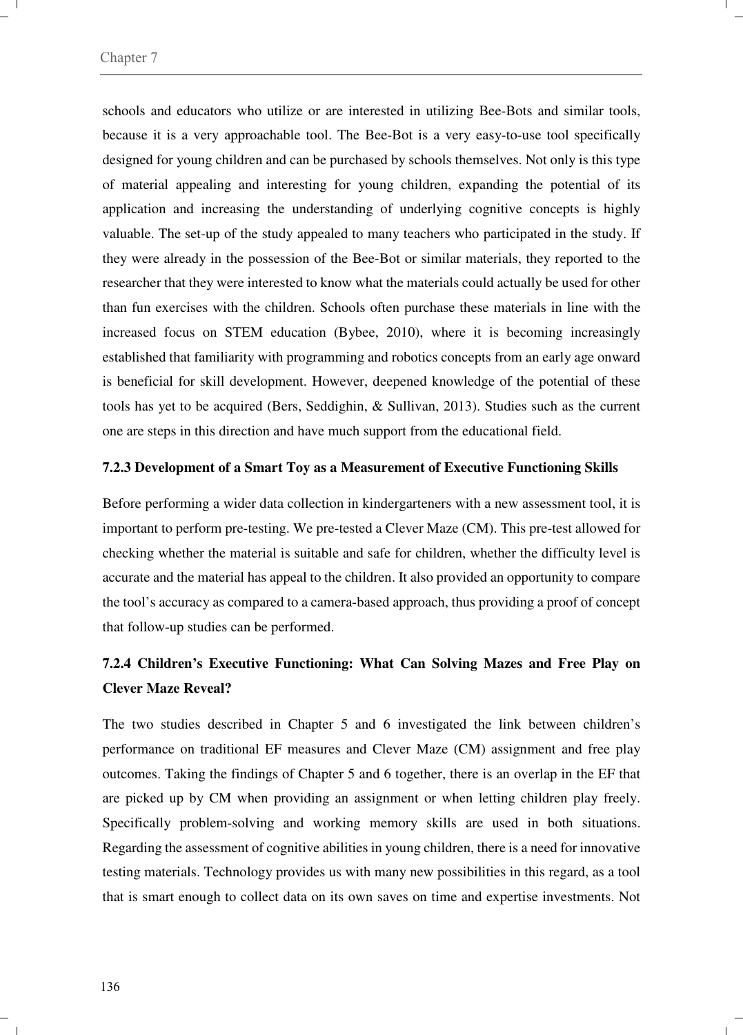schools and educators who utilize or are interested in utilizing Bee-Bots and similar tools, because it is a very approachable tool. The Bee-Bot is a very easy-to-use tool specifically designed for young children and can be purchased by schools themselves. Not only is this type of material appealing and interesting for young children, expanding the potential of its application and increasing the understanding of underlying cognitive concepts is highly valuable. The set-up of the study appealed to many teachers who participated in the study. If they were already in the possession of the Bee-Bot or similar materials, they reported to the researcher that they were interested to know what the materials could actually be used for other than fun exercises with the children. Schools often purchase these materials in line with the increased focus on STEM education (Bybee, 2010), where it is becoming increasingly established that familiarity with programming and robotics concepts from an early age onward is beneficial for skill development. However, deepened knowledge of the potential of these tools has yet to be acquired (Bers, Seddighin, & Sullivan, 2013). Studies such as the current one are steps in this direction and have much support from the educational field.

### 7.2.3 Development of a Smart Toy as a Measurement of Executive Functioning Skills

Before performing a wider data collection in kindergarteners with a new assessment tool, it is important to perform pre-testing. We pre-tested a Clever Maze (CM). This pre-test allowed for checking whether the material is suitable and safe for children, whether the difficulty level is accurate and the material has appeal to the children. It also provided an opportunity to compare the tool's accuracy as compared to a camera-based approach, thus providing a proof of concept that follow-up studies can be performed.

### 7.2.4 Children's Executive Functioning: What Can Solving Mazes and Free Play on Clever Maze Reveal?

The two studies described in Chapter 5 and 6 investigated the link between children's performance on traditional EF measures and Clever Maze (CM) assignment and free play outcomes. Taking the findings of Chapter 5 and 6 together, there is an overlap in the EF that are picked up by CM when providing an assignment or when letting children play freely. Specifically problem-solving and working memory skills are used in both situations. Regarding the assessment of cognitive abilities in young children, there is a need for innovative testing materials. Technology provides us with many new possibilities in this regard, as a tool that is smart enough to collect data on its own saves on time and expertise investments. Not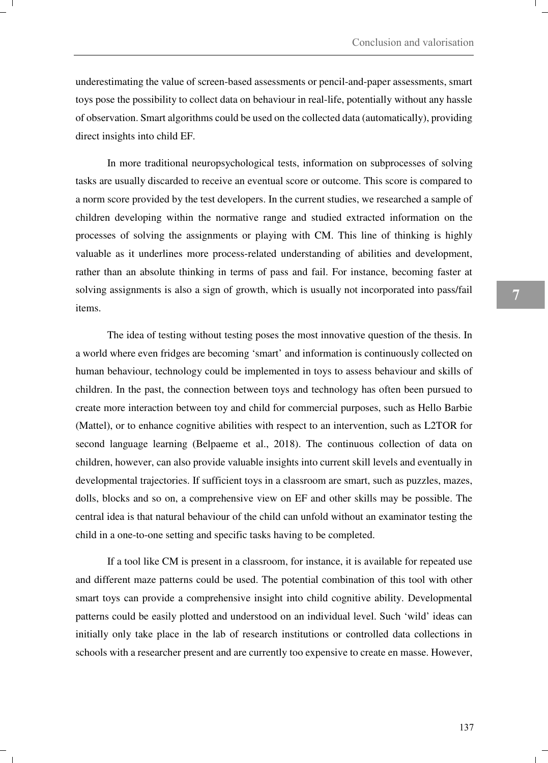underestimating the value of screen-based assessments or pencil-and-paper assessments, smart toys pose the possibility to collect data on behaviour in real-life, potentially without any hassle of observation. Smart algorithms could be used on the collected data (automatically), providing direct insights into child EF.

In more traditional neuropsychological tests, information on subprocesses of solving tasks are usually discarded to receive an eventual score or outcome. This score is compared to a norm score provided by the test developers. In the current studies, we researched a sample of children developing within the normative range and studied extracted information on the processes of solving the assignments or playing with CM. This line of thinking is highly valuable as it underlines more process-related understanding of abilities and development, rather than an absolute thinking in terms of pass and fail. For instance, becoming faster at solving assignments is also a sign of growth, which is usually not incorporated into pass/fail items.

The idea of testing without testing poses the most innovative question of the thesis. In a world where even fridges are becoming 'smart' and information is continuously collected on human behaviour, technology could be implemented in toys to assess behaviour and skills of children. In the past, the connection between toys and technology has often been pursued to create more interaction between toy and child for commercial purposes, such as Hello Barbie (Mattel), or to enhance cognitive abilities with respect to an intervention, such as L2TOR for second language learning (Belpaeme et al., 2018). The continuous collection of data on children, however, can also provide valuable insights into current skill levels and eventually in developmental trajectories. If sufficient toys in a classroom are smart, such as puzzles, mazes, dolls, blocks and so on, a comprehensive view on EF and other skills may be possible. The central idea is that natural behaviour of the child can unfold without an examinator testing the child in a one-to-one setting and specific tasks having to be completed.

If a tool like CM is present in a classroom, for instance, it is available for repeated use and different maze patterns could be used. The potential combination of this tool with other smart toys can provide a comprehensive insight into child cognitive ability. Developmental patterns could be easily plotted and understood on an individual level. Such 'wild' ideas can initially only take place in the lab of research institutions or controlled data collections in schools with a researcher present and are currently too expensive to create en masse. However,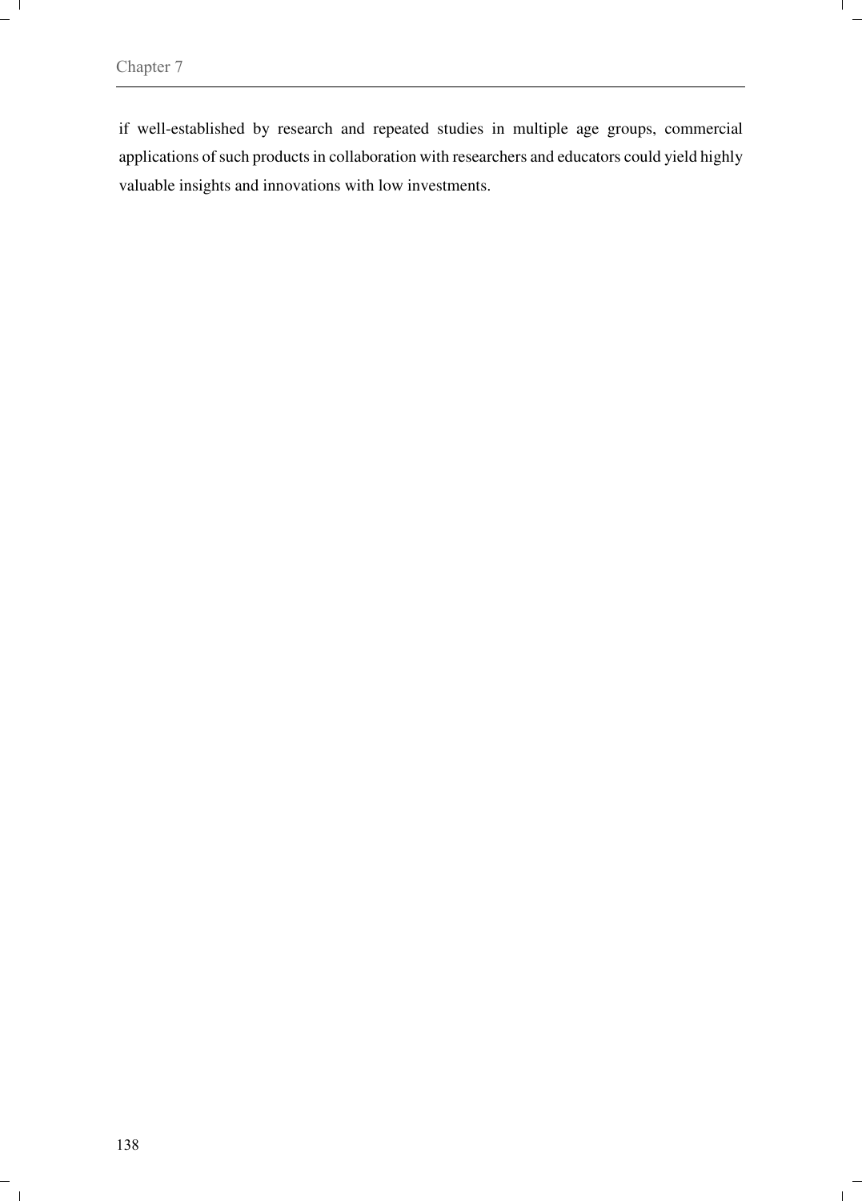if well-established by research and repeated studies in multiple age groups, commercial applications of such products in collaboration with researchers and educators could yield highly valuable insights and innovations with low investments.